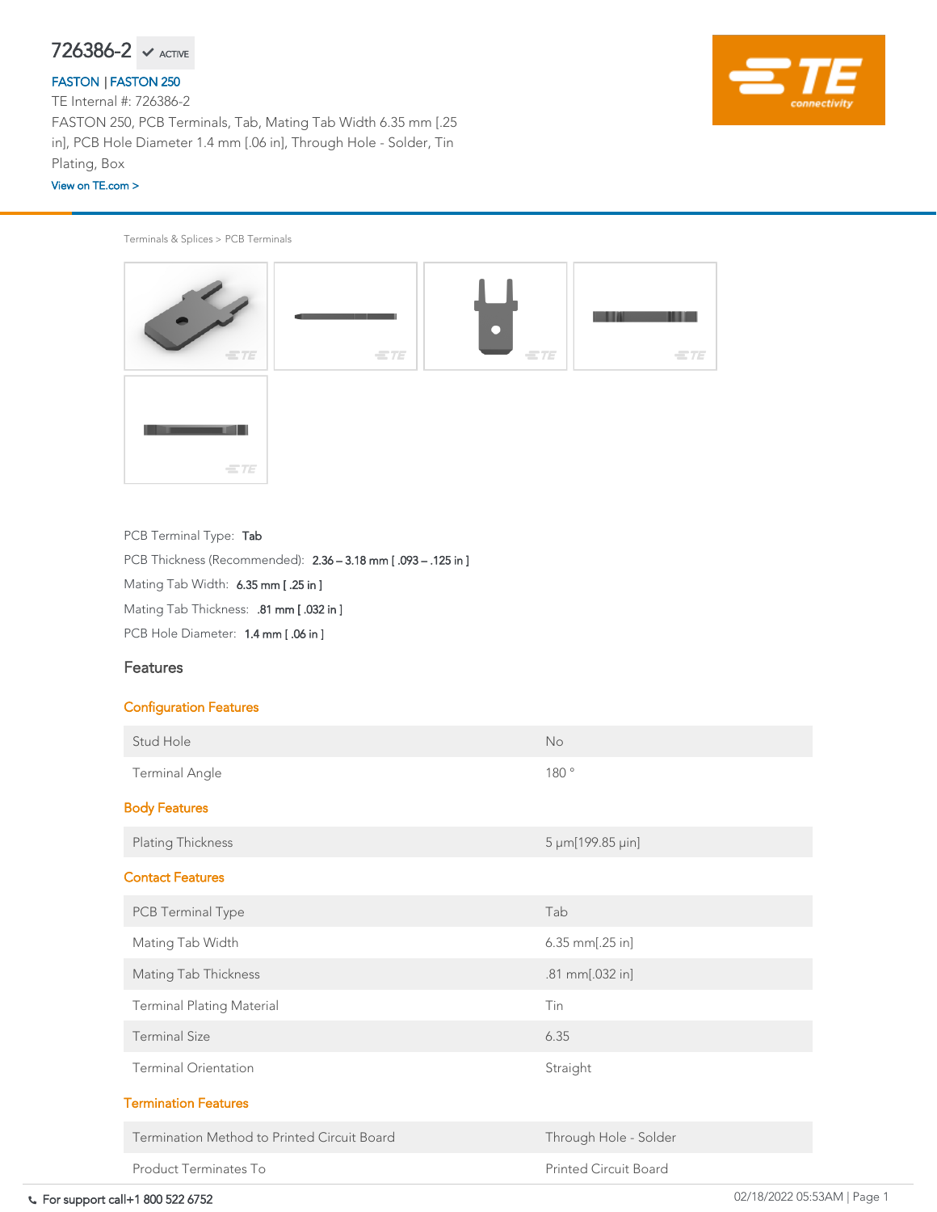# 726386-2 ✓ ACTIVE

FASTON | FASTON 250

TE Internal #: 726386-2

FASTON 250, PCB Terminals, Tab, Mating Tab Width 6.35 mm [.25 in], PCB Hole Diameter 1.4 mm [.06 in], Through Hole - Solder, Tin Plating, Box

View on TE.com >

Terminals & Splices > PCB Terminals

PCB Terminal Type: **Tab**

PCB Thickness (Recommended): **2.36 – 3.18 mm [ .093 – .125 in ]**

Mating Tab Width: **6.35 mm [ .25 in ]**

Mating Tab Thickness: **.81 mm [ .032 in ]**

PCB Hole Diameter: **1.4 mm [ .06 in ]**

## Features

### Configuration Features

| | |
|---|---|
| Stud Hole | No |
| Terminal Angle | 180 ° |

### Body Features

| | |
|---|---|
| Plating Thickness | 5 µm[199.85 µin] |

### Contact Features

| | |
|---|---|
| PCB Terminal Type | Tab |
| Mating Tab Width | 6.35 mm[.25 in] |
| Mating Tab Thickness | .81 mm[.032 in] |
| Terminal Plating Material | Tin |
| Terminal Size | 6.35 |
| Terminal Orientation | Straight |

### Termination Features

| | |
|---|---|
| Termination Method to Printed Circuit Board | Through Hole - Solder |
| Product Terminates To | Printed Circuit Board |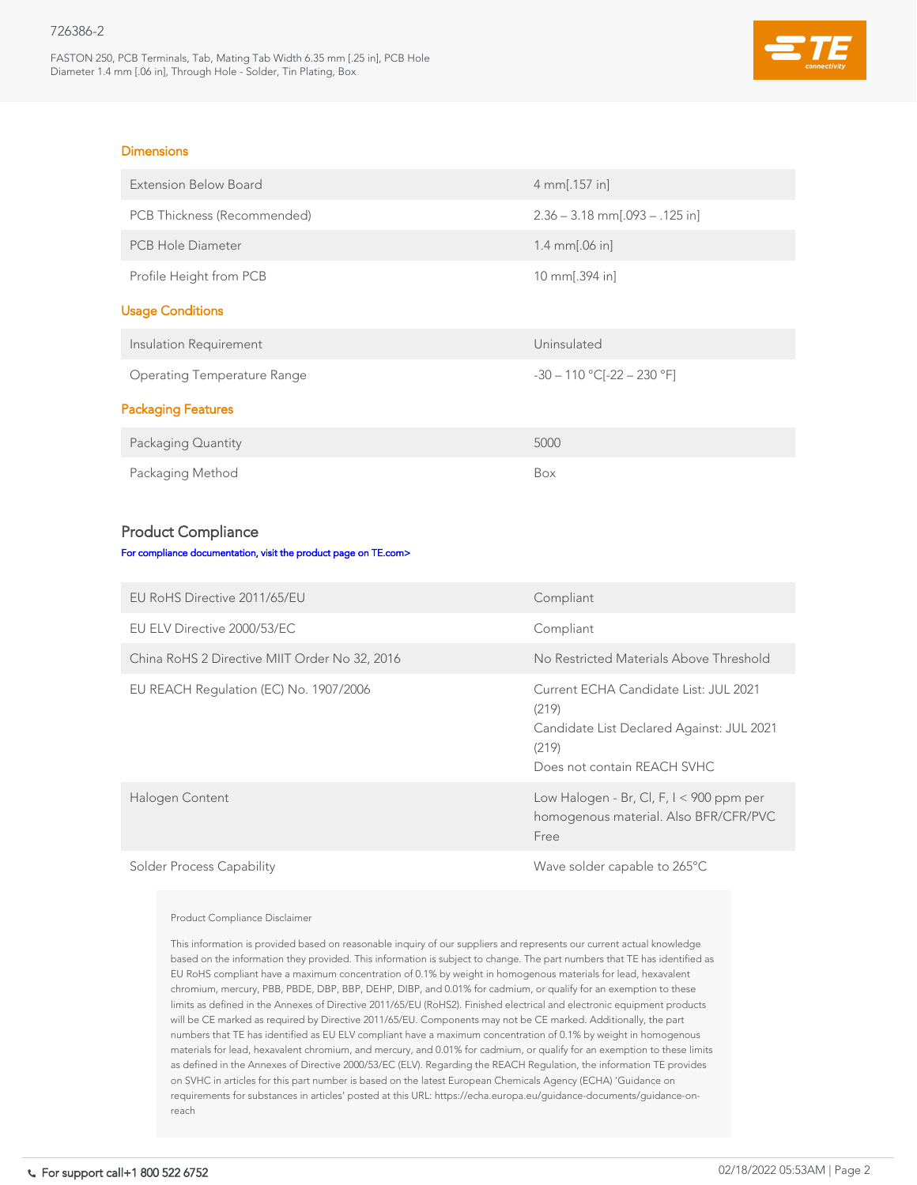## Dimensions

| | |
|---|---|
| Extension Below Board | 4 mm[.157 in] |
| PCB Thickness (Recommended) | 2.36 – 3.18 mm[.093 – .125 in] |
| PCB Hole Diameter | 1.4 mm[.06 in] |
| Profile Height from PCB | 10 mm[.394 in] |

## Usage Conditions

| | |
|---|---|
| Insulation Requirement | Uninsulated |
| Operating Temperature Range | -30 – 110 °C[-22 – 230 °F] |

## Packaging Features

| | |
|---|---|
| Packaging Quantity | 5000 |
| Packaging Method | Box |

# Product Compliance

For compliance documentation, visit the product page on TE.com>

| | |
|---|---|
| EU RoHS Directive 2011/65/EU | Compliant |
| EU ELV Directive 2000/53/EC | Compliant |
| China RoHS 2 Directive MIIT Order No 32, 2016 | No Restricted Materials Above Threshold |
| EU REACH Regulation (EC) No. 1907/2006 | Current ECHA Candidate List: JUL 2021 (219)<br>Candidate List Declared Against: JUL 2021 (219)<br>Does not contain REACH SVHC |
| Halogen Content | Low Halogen - Br, Cl, F, I < 900 ppm per homogenous material. Also BFR/CFR/PVC Free |
| Solder Process Capability | Wave solder capable to 265°C |

Product Compliance Disclaimer

This information is provided based on reasonable inquiry of our suppliers and represents our current actual knowledge based on the information they provided. This information is subject to change. The part numbers that TE has identified as EU RoHS compliant have a maximum concentration of 0.1% by weight in homogenous materials for lead, hexavalent chromium, mercury, PBB, PBDE, DBP, BBP, DEHP, DIBP, and 0.01% for cadmium, or qualify for an exemption to these limits as defined in the Annexes of Directive 2011/65/EU (RoHS2). Finished electrical and electronic equipment products will be CE marked as required by Directive 2011/65/EU. Components may not be CE marked. Additionally, the part numbers that TE has identified as EU ELV compliant have a maximum concentration of 0.1% by weight in homogenous materials for lead, hexavalent chromium, and mercury, and 0.01% for cadmium, or qualify for an exemption to these limits as defined in the Annexes of Directive 2000/53/EC (ELV). Regarding the REACH Regulation, the information TE provides on SVHC in articles for this part number is based on the latest European Chemicals Agency (ECHA) 'Guidance on requirements for substances in articles' posted at this URL: https://echa.europa.eu/guidance-documents/guidance-on-reach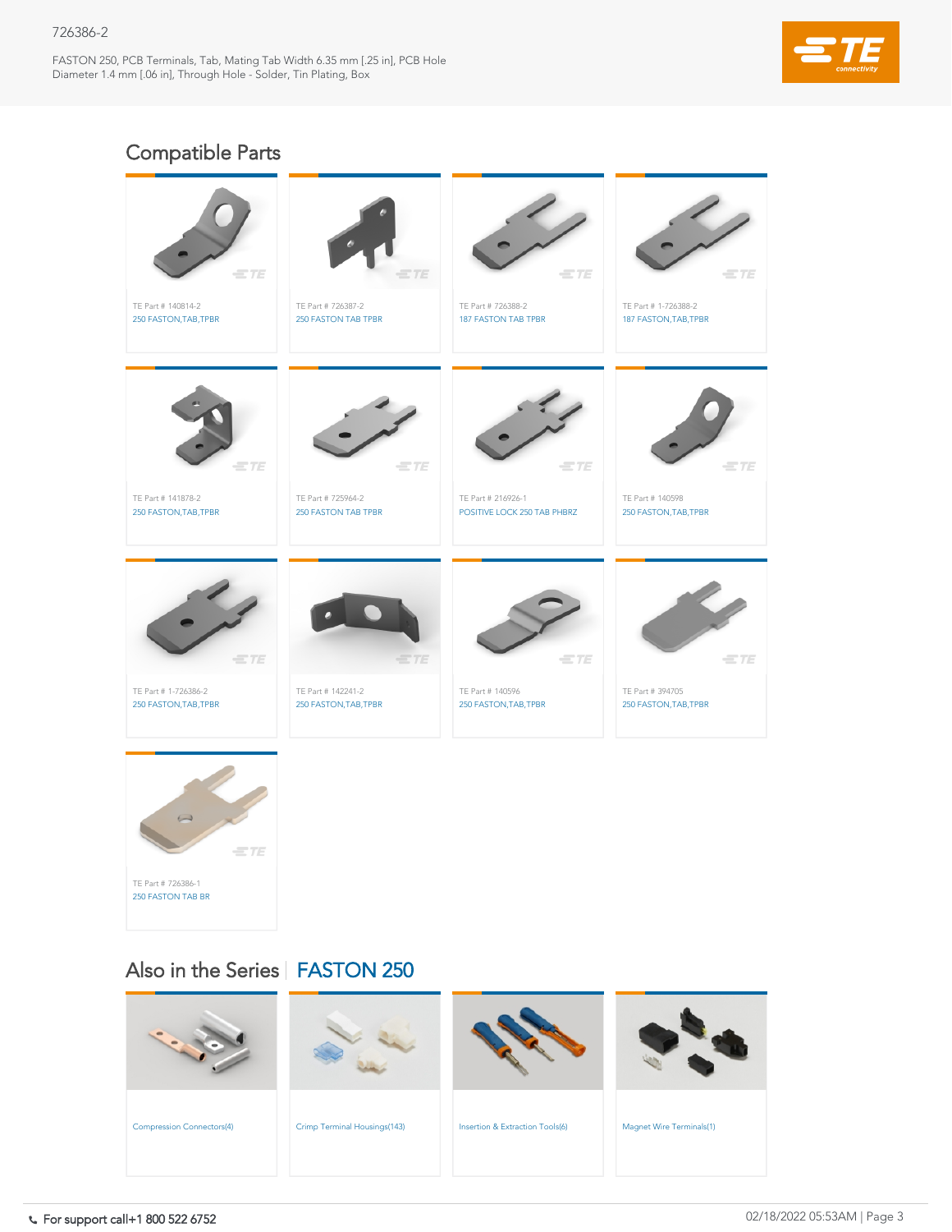## Compatible Parts

- TE Part # 140814-2 — 250 FASTON,TAB,TPBR
- TE Part # 726387-2 — 250 FASTON TAB TPBR
- TE Part # 726388-2 — 187 FASTON TAB TPBR
- TE Part # 1-726388-2 — 187 FASTON,TAB,TPBR
- TE Part # 141878-2 — 250 FASTON,TAB,TPBR
- TE Part # 725964-2 — 250 FASTON TAB TPBR
- TE Part # 216926-1 — POSITIVE LOCK 250 TAB PHBRZ
- TE Part # 140598 — 250 FASTON,TAB,TPBR
- TE Part # 1-726386-2 — 250 FASTON,TAB,TPBR
- TE Part # 142241-2 — 250 FASTON,TAB,TPBR
- TE Part # 140596 — 250 FASTON,TAB,TPBR
- TE Part # 394705 — 250 FASTON,TAB,TPBR
- TE Part # 726386-1 — 250 FASTON TAB BR

## Also in the Series | FASTON 250

- Compression Connectors(4)
- Crimp Terminal Housings(143)
- Insertion & Extraction Tools(6)
- Magnet Wire Terminals(1)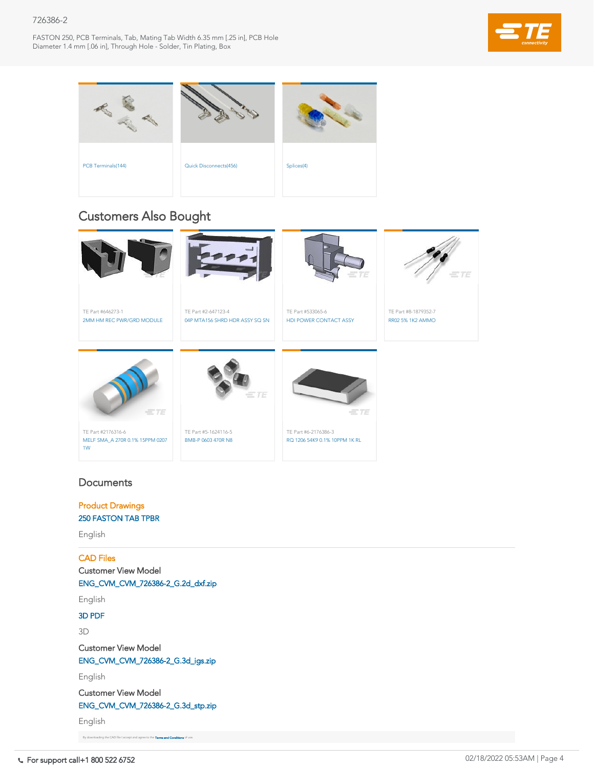PCB Terminals(144)

Quick Disconnects(456)

Splices(4)

## Customers Also Bought

TE Part #646273-1
2MM HM REC PWR/GRD MODULE

TE Part #2-647123-4
04P MTA156 SHRD HDR ASSY SQ SN

TE Part #533065-6
HDI POWER CONTACT ASSY

TE Part #8-1879352-7
RR02 5% 1K2 AMMO

TE Part #2176316-6
MELF SMA_A 270R 0.1% 15PPM 0207 1W

TE Part #5-1624116-5
BMB-P 0603 470R N8

TE Part #6-2176386-3
RQ 1206 54K9 0.1% 10PPM 1K RL

## Documents

### Product Drawings

250 FASTON TAB TPBR

English

### CAD Files

Customer View Model

ENG_CVM_CVM_726386-2_G.2d_dxf.zip

English

3D PDF

3D

Customer View Model

ENG_CVM_CVM_726386-2_G.3d_igs.zip

English

Customer View Model

ENG_CVM_CVM_726386-2_G.3d_stp.zip

English

By downloading the CAD file I accept and agree to the Terms and Conditions of use.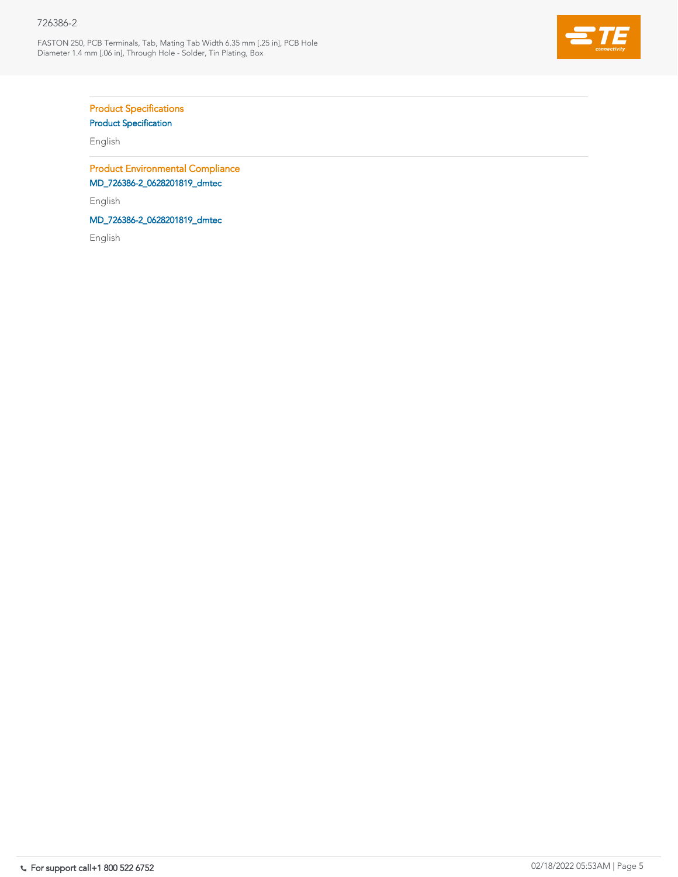## Product Specifications

Product Specification

English

## Product Environmental Compliance

MD_726386-2_0628201819_dmtec

English

MD_726386-2_0628201819_dmtec

English